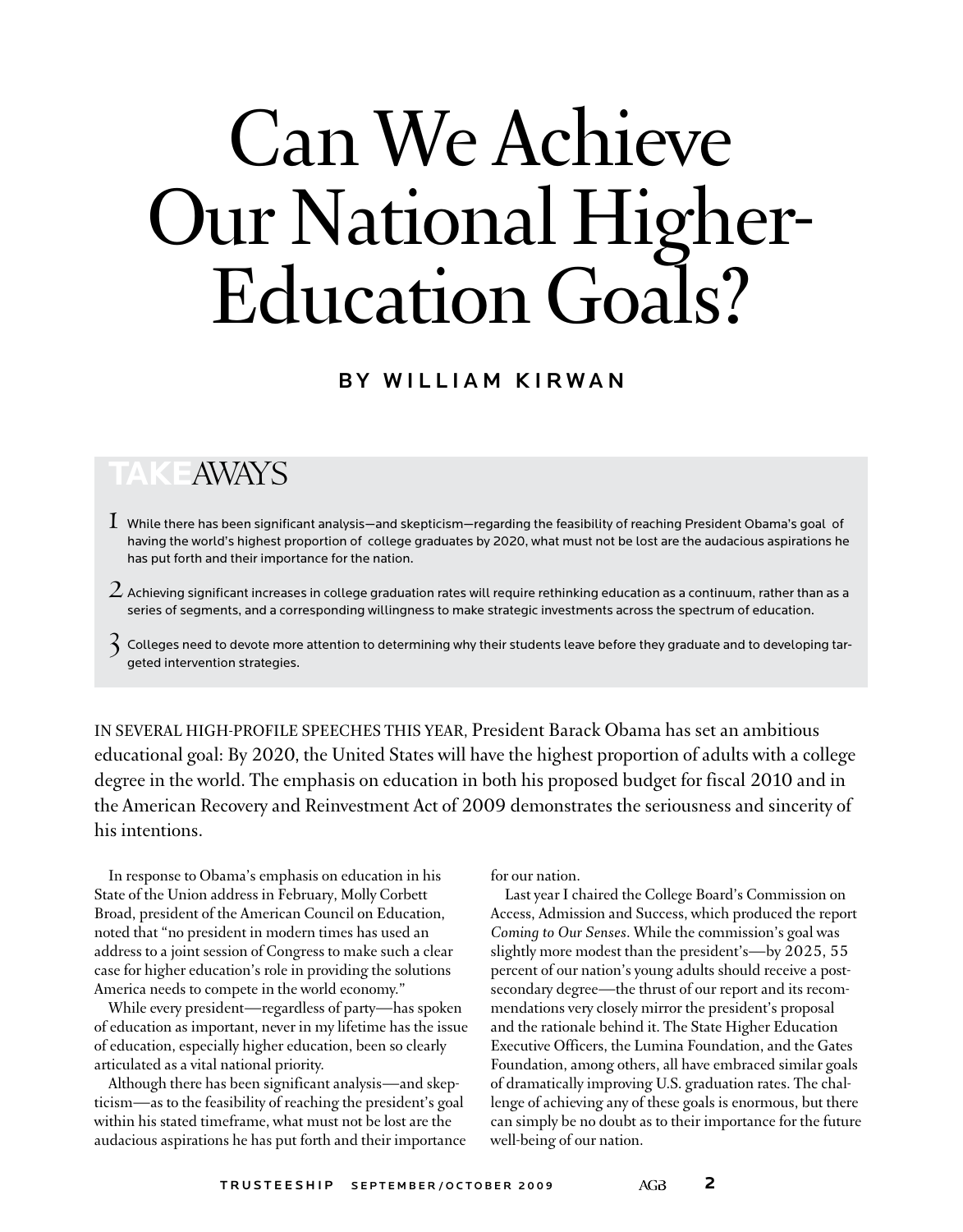# Can We Achieve Our National Higher-Education Goals?

**BY WILLIAM KIRWAN**

## TAKEAWAYS

1. While there has been significant analysis—and skepticism—regarding the feasibility of reaching President Obama's goal of having the world's highest proportion of college graduates by 2020, what must not be lost are the audacious aspirations he has put forth and their importance for the nation.

2. Achieving significant increases in college graduation rates will require rethinking education as a continuum, rather than as a series of segments, and a corresponding willingness to make strategic investments across the spectrum of education.

3. Colleges need to devote more attention to determining why their students leave before they graduate and to developing targeted intervention strategies.

IN SEVERAL HIGH-PROFILE SPEECHES THIS YEAR, President Barack Obama has set an ambitious educational goal: By 2020, the United States will have the highest proportion of adults with a college degree in the world. The emphasis on education in both his proposed budget for fiscal 2010 and in the American Recovery and Reinvestment Act of 2009 demonstrates the seriousness and sincerity of his intentions.

In response to Obama's emphasis on education in his State of the Union address in February, Molly Corbett Broad, president of the American Council on Education, noted that "no president in modern times has used an address to a joint session of Congress to make such a clear case for higher education's role in providing the solutions America needs to compete in the world economy."

While every president—regardless of party—has spoken of education as important, never in my lifetime has the issue of education, especially higher education, been so clearly articulated as a vital national priority.

Although there has been significant analysis—and skepticism—as to the feasibility of reaching the president's goal within his stated timeframe, what must not be lost are the audacious aspirations he has put forth and their importance for our nation.

Last year I chaired the College Board's Commission on Access, Admission and Success, which produced the report *Coming to Our Senses*. While the commission's goal was slightly more modest than the president's—by 2025, 55 percent of our nation's young adults should receive a post-secondary degree—the thrust of our report and its recommendations very closely mirror the president's proposal and the rationale behind it. The State Higher Education Executive Officers, the Lumina Foundation, and the Gates Foundation, among others, all have embraced similar goals of dramatically improving U.S. graduation rates. The challenge of achieving any of these goals is enormous, but there can simply be no doubt as to their importance for the future well-being of our nation.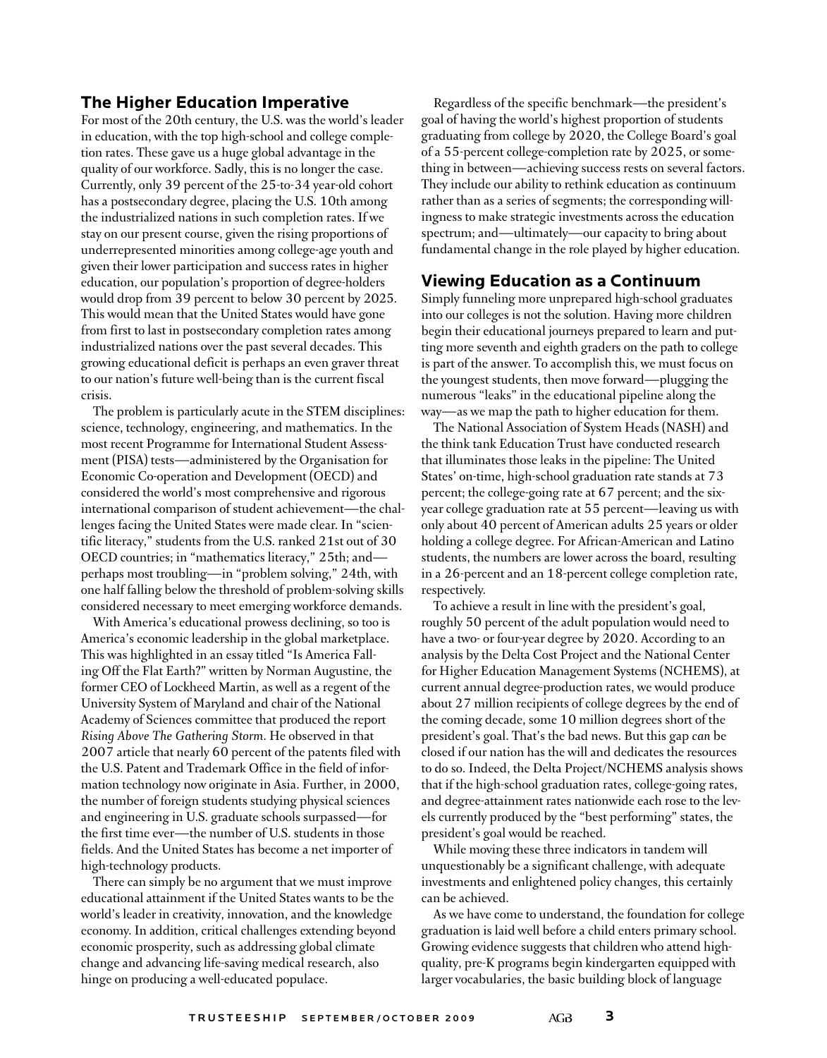## The Higher Education Imperative

For most of the 20th century, the U.S. was the world's leader in education, with the top high-school and college completion rates. These gave us a huge global advantage in the quality of our workforce. Sadly, this is no longer the case. Currently, only 39 percent of the 25-to-34 year-old cohort has a postsecondary degree, placing the U.S. 10th among the industrialized nations in such completion rates. If we stay on our present course, given the rising proportions of underrepresented minorities among college-age youth and given their lower participation and success rates in higher education, our population's proportion of degree-holders would drop from 39 percent to below 30 percent by 2025. This would mean that the United States would have gone from first to last in postsecondary completion rates among industrialized nations over the past several decades. This growing educational deficit is perhaps an even graver threat to our nation's future well-being than is the current fiscal crisis.

The problem is particularly acute in the STEM disciplines: science, technology, engineering, and mathematics. In the most recent Programme for International Student Assessment (PISA) tests—administered by the Organisation for Economic Co-operation and Development (OECD) and considered the world's most comprehensive and rigorous international comparison of student achievement—the challenges facing the United States were made clear. In "scientific literacy," students from the U.S. ranked 21st out of 30 OECD countries; in "mathematics literacy," 25th; and—perhaps most troubling—in "problem solving," 24th, with one half falling below the threshold of problem-solving skills considered necessary to meet emerging workforce demands.

With America's educational prowess declining, so too is America's economic leadership in the global marketplace. This was highlighted in an essay titled "Is America Falling Off the Flat Earth?" written by Norman Augustine, the former CEO of Lockheed Martin, as well as a regent of the University System of Maryland and chair of the National Academy of Sciences committee that produced the report *Rising Above The Gathering Storm*. He observed in that 2007 article that nearly 60 percent of the patents filed with the U.S. Patent and Trademark Office in the field of information technology now originate in Asia. Further, in 2000, the number of foreign students studying physical sciences and engineering in U.S. graduate schools surpassed—for the first time ever—the number of U.S. students in those fields. And the United States has become a net importer of high-technology products.

There can simply be no argument that we must improve educational attainment if the United States wants to be the world's leader in creativity, innovation, and the knowledge economy. In addition, critical challenges extending beyond economic prosperity, such as addressing global climate change and advancing life-saving medical research, also hinge on producing a well-educated populace.

Regardless of the specific benchmark—the president's goal of having the world's highest proportion of students graduating from college by 2020, the College Board's goal of a 55-percent college-completion rate by 2025, or something in between—achieving success rests on several factors. They include our ability to rethink education as continuum rather than as a series of segments; the corresponding willingness to make strategic investments across the education spectrum; and—ultimately—our capacity to bring about fundamental change in the role played by higher education.

## Viewing Education as a Continuum

Simply funneling more unprepared high-school graduates into our colleges is not the solution. Having more children begin their educational journeys prepared to learn and putting more seventh and eighth graders on the path to college is part of the answer. To accomplish this, we must focus on the youngest students, then move forward—plugging the numerous "leaks" in the educational pipeline along the way—as we map the path to higher education for them.

The National Association of System Heads (NASH) and the think tank Education Trust have conducted research that illuminates those leaks in the pipeline: The United States' on-time, high-school graduation rate stands at 73 percent; the college-going rate at 67 percent; and the six-year college graduation rate at 55 percent—leaving us with only about 40 percent of American adults 25 years or older holding a college degree. For African-American and Latino students, the numbers are lower across the board, resulting in a 26-percent and an 18-percent college completion rate, respectively.

To achieve a result in line with the president's goal, roughly 50 percent of the adult population would need to have a two- or four-year degree by 2020. According to an analysis by the Delta Cost Project and the National Center for Higher Education Management Systems (NCHEMS), at current annual degree-production rates, we would produce about 27 million recipients of college degrees by the end of the coming decade, some 10 million degrees short of the president's goal. That's the bad news. But this gap *can* be closed if our nation has the will and dedicates the resources to do so. Indeed, the Delta Project/NCHEMS analysis shows that if the high-school graduation rates, college-going rates, and degree-attainment rates nationwide each rose to the levels currently produced by the "best performing" states, the president's goal would be reached.

While moving these three indicators in tandem will unquestionably be a significant challenge, with adequate investments and enlightened policy changes, this certainly can be achieved.

As we have come to understand, the foundation for college graduation is laid well before a child enters primary school. Growing evidence suggests that children who attend high-quality, pre-K programs begin kindergarten equipped with larger vocabularies, the basic building block of language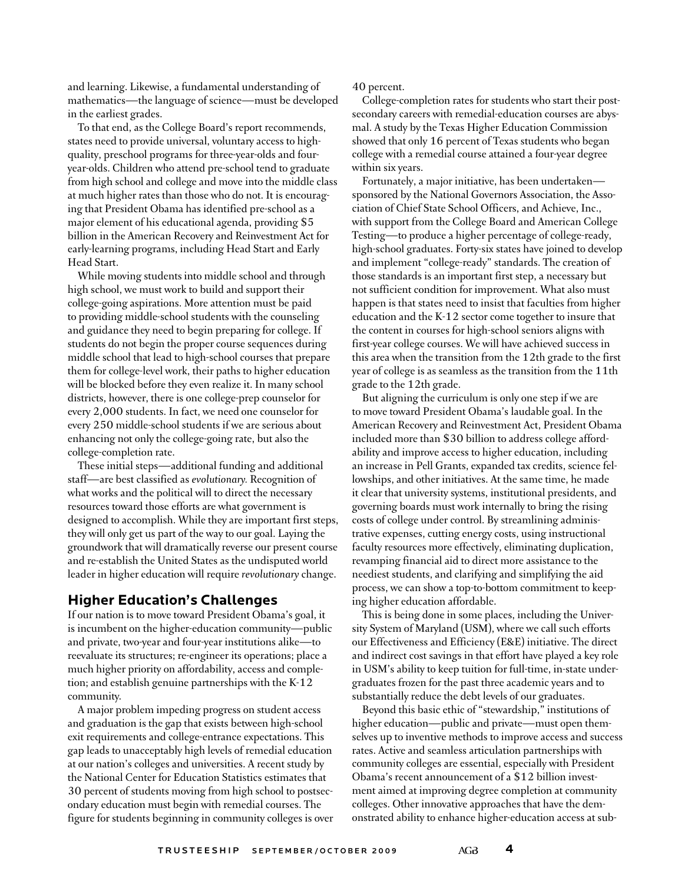and learning. Likewise, a fundamental understanding of mathematics—the language of science—must be developed in the earliest grades.

To that end, as the College Board's report recommends, states need to provide universal, voluntary access to high-quality, preschool programs for three-year-olds and four-year-olds. Children who attend pre-school tend to graduate from high school and college and move into the middle class at much higher rates than those who do not. It is encouraging that President Obama has identified pre-school as a major element of his educational agenda, providing $5 billion in the American Recovery and Reinvestment Act for early-learning programs, including Head Start and Early Head Start.

While moving students into middle school and through high school, we must work to build and support their college-going aspirations. More attention must be paid to providing middle-school students with the counseling and guidance they need to begin preparing for college. If students do not begin the proper course sequences during middle school that lead to high-school courses that prepare them for college-level work, their paths to higher education will be blocked before they even realize it. In many school districts, however, there is one college-prep counselor for every 2,000 students. In fact, we need one counselor for every 250 middle-school students if we are serious about enhancing not only the college-going rate, but also the college-completion rate.

These initial steps—additional funding and additional staff—are best classified as *evolutionary.* Recognition of what works and the political will to direct the necessary resources toward those efforts are what government is designed to accomplish. While they are important first steps, they will only get us part of the way to our goal. Laying the groundwork that will dramatically reverse our present course and re-establish the United States as the undisputed world leader in higher education will require *revolutionary* change.

## Higher Education's Challenges

If our nation is to move toward President Obama's goal, it is incumbent on the higher-education community—public and private, two-year and four-year institutions alike—to reevaluate its structures; re-engineer its operations; place a much higher priority on affordability, access and completion; and establish genuine partnerships with the K-12 community.

A major problem impeding progress on student access and graduation is the gap that exists between high-school exit requirements and college-entrance expectations. This gap leads to unacceptably high levels of remedial education at our nation's colleges and universities. A recent study by the National Center for Education Statistics estimates that 30 percent of students moving from high school to postsecondary education must begin with remedial courses. The figure for students beginning in community colleges is over 40 percent.

College-completion rates for students who start their postsecondary careers with remedial-education courses are abysmal. A study by the Texas Higher Education Commission showed that only 16 percent of Texas students who began college with a remedial course attained a four-year degree within six years.

Fortunately, a major initiative, has been undertaken—sponsored by the National Governors Association, the Association of Chief State School Officers, and Achieve, Inc., with support from the College Board and American College Testing—to produce a higher percentage of college-ready, high-school graduates. Forty-six states have joined to develop and implement "college-ready" standards. The creation of those standards is an important first step, a necessary but not sufficient condition for improvement. What also must happen is that states need to insist that faculties from higher education and the K-12 sector come together to insure that the content in courses for high-school seniors aligns with first-year college courses. We will have achieved success in this area when the transition from the 12th grade to the first year of college is as seamless as the transition from the 11th grade to the 12th grade.

But aligning the curriculum is only one step if we are to move toward President Obama's laudable goal. In the American Recovery and Reinvestment Act, President Obama included more than $30 billion to address college affordability and improve access to higher education, including an increase in Pell Grants, expanded tax credits, science fellowships, and other initiatives. At the same time, he made it clear that university systems, institutional presidents, and governing boards must work internally to bring the rising costs of college under control. By streamlining administrative expenses, cutting energy costs, using instructional faculty resources more effectively, eliminating duplication, revamping financial aid to direct more assistance to the neediest students, and clarifying and simplifying the aid process, we can show a top-to-bottom commitment to keeping higher education affordable.

This is being done in some places, including the University System of Maryland (USM), where we call such efforts our Effectiveness and Efficiency (E&E) initiative. The direct and indirect cost savings in that effort have played a key role in USM's ability to keep tuition for full-time, in-state undergraduates frozen for the past three academic years and to substantially reduce the debt levels of our graduates.

Beyond this basic ethic of "stewardship," institutions of higher education—public and private—must open themselves up to inventive methods to improve access and success rates. Active and seamless articulation partnerships with community colleges are essential, especially with President Obama's recent announcement of a $12 billion investment aimed at improving degree completion at community colleges. Other innovative approaches that have the demonstrated ability to enhance higher-education access at sub-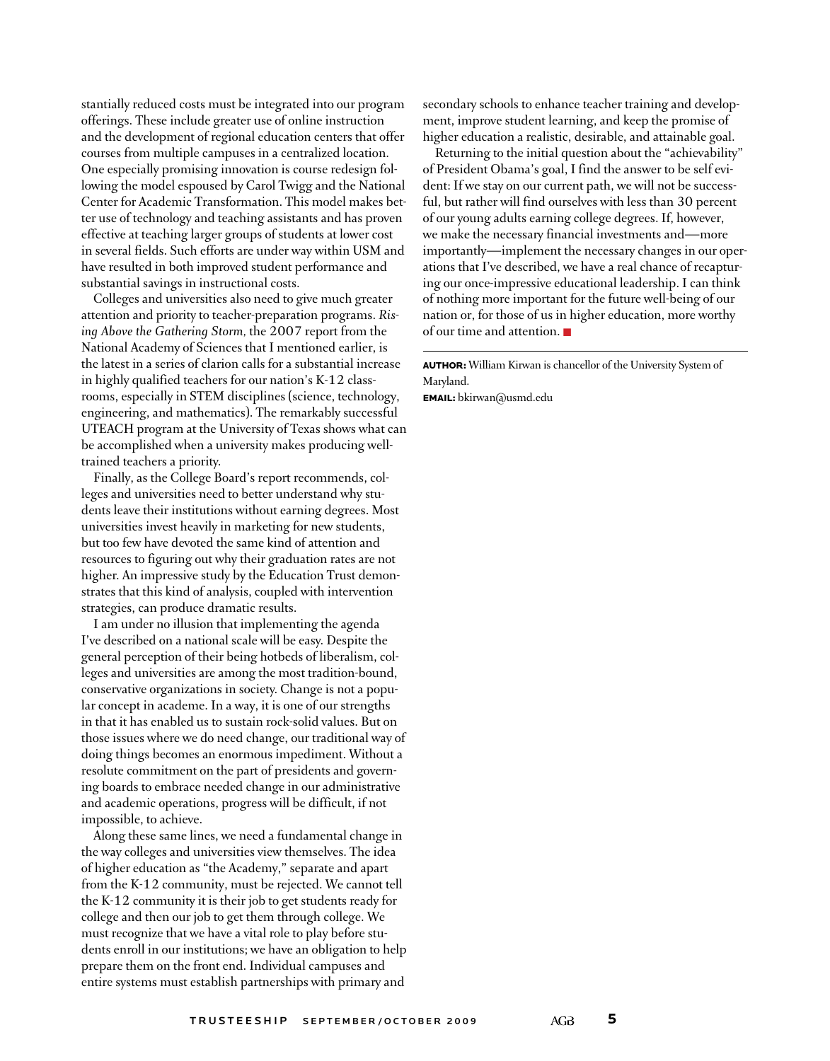stantially reduced costs must be integrated into our program offerings. These include greater use of online instruction and the development of regional education centers that offer courses from multiple campuses in a centralized location. One especially promising innovation is course redesign following the model espoused by Carol Twigg and the National Center for Academic Transformation. This model makes better use of technology and teaching assistants and has proven effective at teaching larger groups of students at lower cost in several fields. Such efforts are under way within USM and have resulted in both improved student performance and substantial savings in instructional costs.

Colleges and universities also need to give much greater attention and priority to teacher-preparation programs. *Rising Above the Gathering Storm,* the 2007 report from the National Academy of Sciences that I mentioned earlier, is the latest in a series of clarion calls for a substantial increase in highly qualified teachers for our nation's K-12 classrooms, especially in STEM disciplines (science, technology, engineering, and mathematics). The remarkably successful UTEACH program at the University of Texas shows what can be accomplished when a university makes producing well-trained teachers a priority.

Finally, as the College Board's report recommends, colleges and universities need to better understand why students leave their institutions without earning degrees. Most universities invest heavily in marketing for new students, but too few have devoted the same kind of attention and resources to figuring out why their graduation rates are not higher. An impressive study by the Education Trust demonstrates that this kind of analysis, coupled with intervention strategies, can produce dramatic results.

I am under no illusion that implementing the agenda I've described on a national scale will be easy. Despite the general perception of their being hotbeds of liberalism, colleges and universities are among the most tradition-bound, conservative organizations in society. Change is not a popular concept in academe. In a way, it is one of our strengths in that it has enabled us to sustain rock-solid values. But on those issues where we do need change, our traditional way of doing things becomes an enormous impediment. Without a resolute commitment on the part of presidents and governing boards to embrace needed change in our administrative and academic operations, progress will be difficult, if not impossible, to achieve.

Along these same lines, we need a fundamental change in the way colleges and universities view themselves. The idea of higher education as "the Academy," separate and apart from the K-12 community, must be rejected. We cannot tell the K-12 community it is their job to get students ready for college and then our job to get them through college. We must recognize that we have a vital role to play before students enroll in our institutions; we have an obligation to help prepare them on the front end. Individual campuses and entire systems must establish partnerships with primary and secondary schools to enhance teacher training and development, improve student learning, and keep the promise of higher education a realistic, desirable, and attainable goal.

Returning to the initial question about the "achievability" of President Obama's goal, I find the answer to be self evident: If we stay on our current path, we will not be successful, but rather will find ourselves with less than 30 percent of our young adults earning college degrees. If, however, we make the necessary financial investments and—more importantly—implement the necessary changes in our operations that I've described, we have a real chance of recapturing our once-impressive educational leadership. I can think of nothing more important for the future well-being of our nation or, for those of us in higher education, more worthy of our time and attention. ■

---

**AUTHOR:** William Kirwan is chancellor of the University System of Maryland.
**EMAIL:** bkirwan@usmd.edu